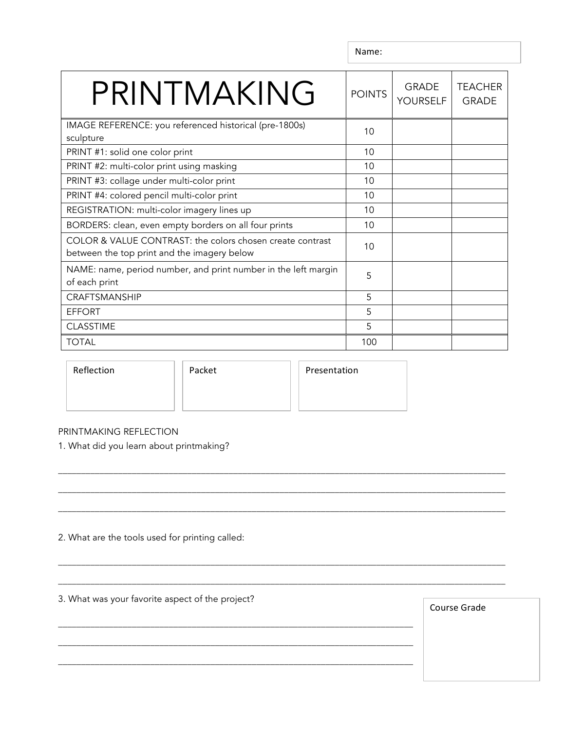Name:

| PRINTMAKING | POINTS | GRADE YOURSELF | TEACHER GRADE |
|---|---|---|---|
| IMAGE REFERENCE: you referenced historical (pre-1800s) sculpture | 10 | | |
| PRINT #1: solid one color print | 10 | | |
| PRINT #2: multi-color print using masking | 10 | | |
| PRINT #3: collage under multi-color print | 10 | | |
| PRINT #4: colored pencil multi-color print | 10 | | |
| REGISTRATION: multi-color imagery lines up | 10 | | |
| BORDERS: clean, even empty borders on all four prints | 10 | | |
| COLOR & VALUE CONTRAST: the colors chosen create contrast between the top print and the imagery below | 10 | | |
| NAME: name, period number, and print number in the left margin of each print | 5 | | |
| CRAFTSMANSHIP | 5 | | |
| EFFORT | 5 | | |
| CLASSTIME | 5 | | |
| TOTAL | 100 | | |

| Reflection | Packet | Presentation |
|---|---|---|
| | | |

PRINTMAKING REFLECTION

1. What did you learn about printmaking?

___________________________________________________________________________

___________________________________________________________________________

___________________________________________________________________________

2. What are the tools used for printing called:

___________________________________________________________________________

___________________________________________________________________________

3. What was your favorite aspect of the project?

___________________________________________________________________________

___________________________________________________________________________

___________________________________________________________________________

| Course Grade |
|---|
| |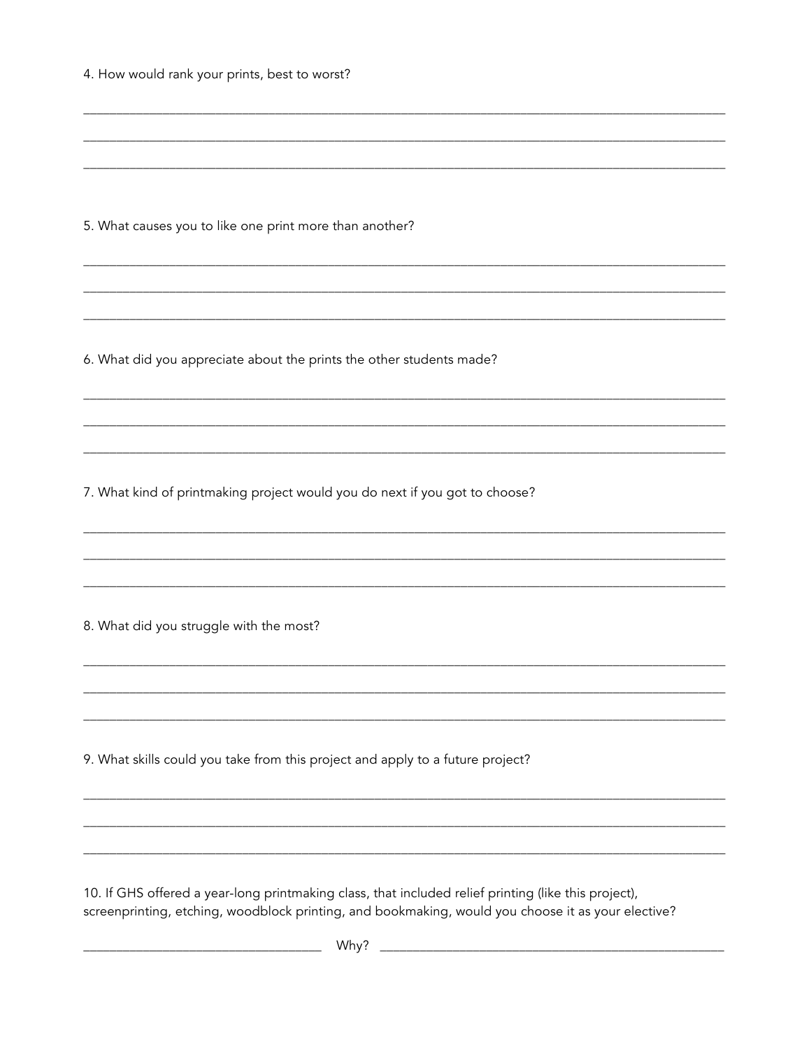4. How would rank your prints, best to worst?

_______________________________________________________________________________

_______________________________________________________________________________

_______________________________________________________________________________

5. What causes you to like one print more than another?

_______________________________________________________________________________

_______________________________________________________________________________

_______________________________________________________________________________

6. What did you appreciate about the prints the other students made?

_______________________________________________________________________________

_______________________________________________________________________________

_______________________________________________________________________________

7. What kind of printmaking project would you do next if you got to choose?

_______________________________________________________________________________

_______________________________________________________________________________

_______________________________________________________________________________

8. What did you struggle with the most?

_______________________________________________________________________________

_______________________________________________________________________________

_______________________________________________________________________________

9. What skills could you take from this project and apply to a future project?

_______________________________________________________________________________

_______________________________________________________________________________

_______________________________________________________________________________

10. If GHS offered a year-long printmaking class, that included relief printing (like this project), screenprinting, etching, woodblock printing, and bookmaking, would you choose it as your elective?

______________________________ Why? ____________________________________________